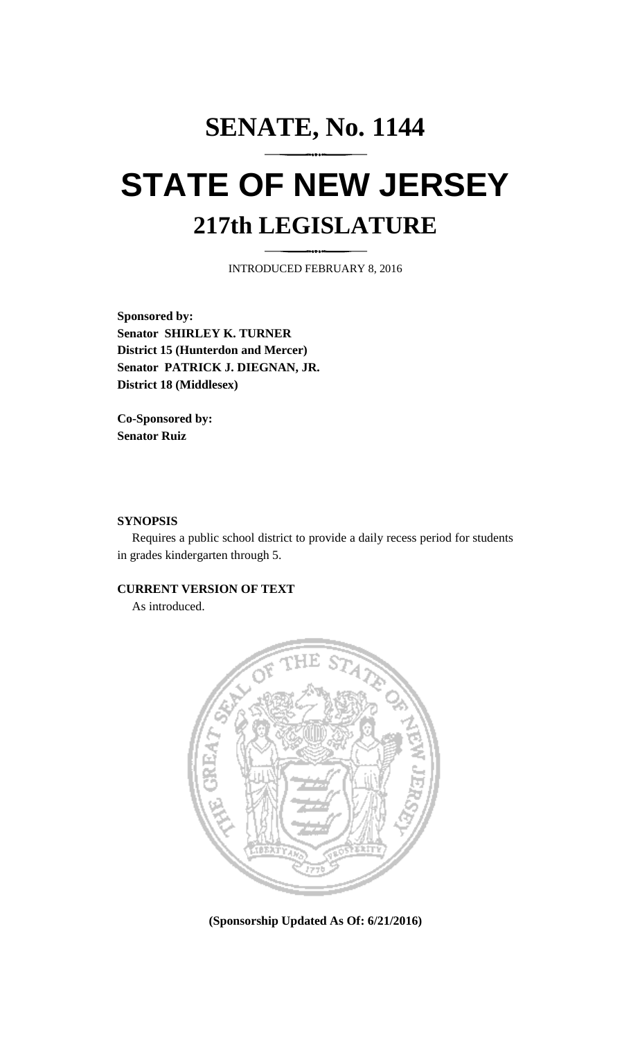# SENATE, No. 1144

# STATE OF NEW JERSEY

## 217th LEGISLATURE

INTRODUCED FEBRUARY 8, 2016

**Sponsored by:**
**Senator SHIRLEY K. TURNER**
**District 15 (Hunterdon and Mercer)**
**Senator PATRICK J. DIEGNAN, JR.**
**District 18 (Middlesex)**

**Co-Sponsored by:**
**Senator Ruiz**

**SYNOPSIS**

Requires a public school district to provide a daily recess period for students in grades kindergarten through 5.

**CURRENT VERSION OF TEXT**

As introduced.

**(Sponsorship Updated As Of: 6/21/2016)**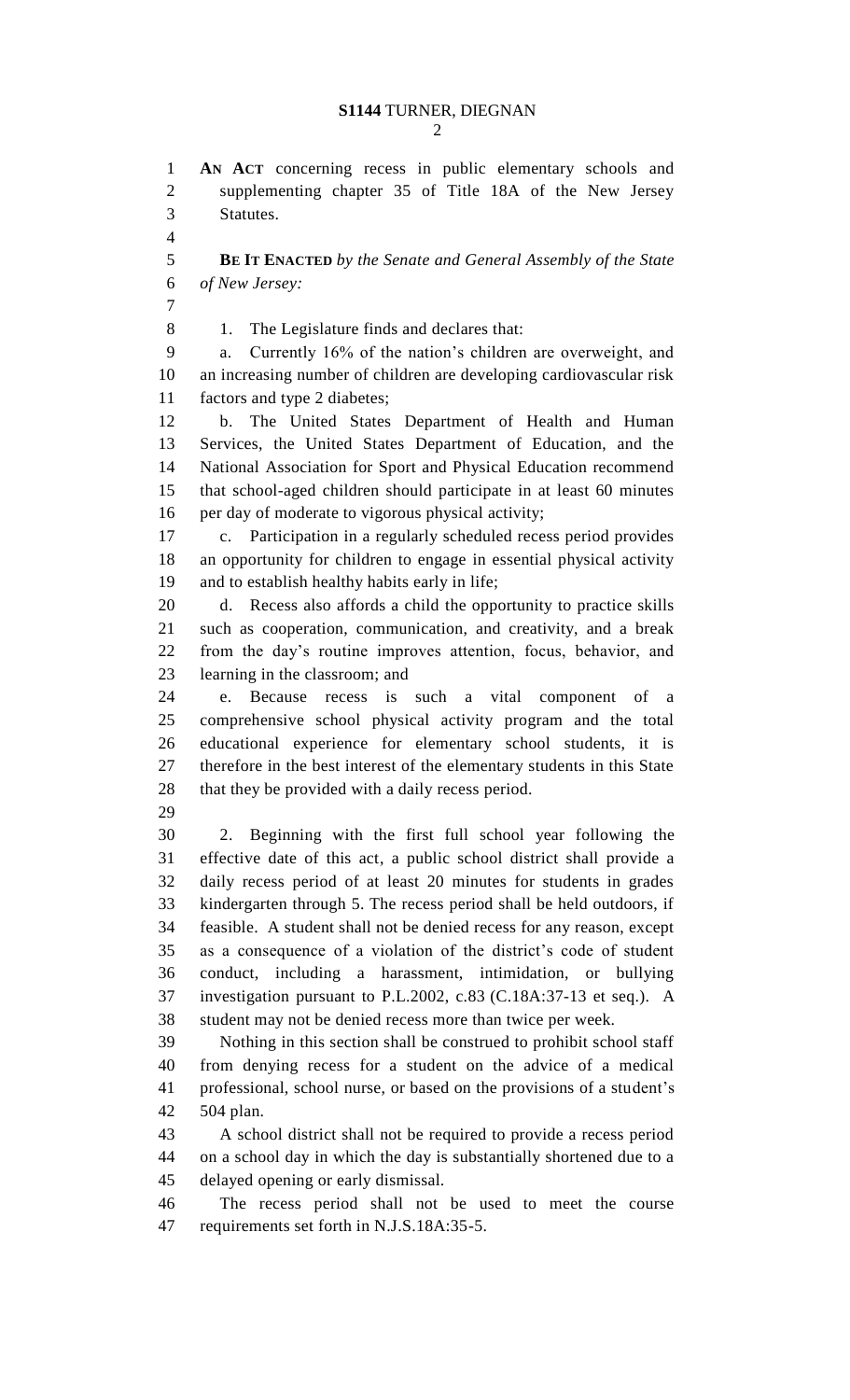**AN ACT** concerning recess in public elementary schools and supplementing chapter 35 of Title 18A of the New Jersey Statutes.

**BE IT ENACTED** *by the Senate and General Assembly of the State of New Jersey:*

1. The Legislature finds and declares that:

a. Currently 16% of the nation's children are overweight, and an increasing number of children are developing cardiovascular risk factors and type 2 diabetes;

b. The United States Department of Health and Human Services, the United States Department of Education, and the National Association for Sport and Physical Education recommend that school-aged children should participate in at least 60 minutes per day of moderate to vigorous physical activity;

c. Participation in a regularly scheduled recess period provides an opportunity for children to engage in essential physical activity and to establish healthy habits early in life;

d. Recess also affords a child the opportunity to practice skills such as cooperation, communication, and creativity, and a break from the day's routine improves attention, focus, behavior, and learning in the classroom; and

e. Because recess is such a vital component of a comprehensive school physical activity program and the total educational experience for elementary school students, it is therefore in the best interest of the elementary students in this State that they be provided with a daily recess period.

2. Beginning with the first full school year following the effective date of this act, a public school district shall provide a daily recess period of at least 20 minutes for students in grades kindergarten through 5. The recess period shall be held outdoors, if feasible. A student shall not be denied recess for any reason, except as a consequence of a violation of the district's code of student conduct, including a harassment, intimidation, or bullying investigation pursuant to P.L.2002, c.83 (C.18A:37-13 et seq.). A student may not be denied recess more than twice per week.

Nothing in this section shall be construed to prohibit school staff from denying recess for a student on the advice of a medical professional, school nurse, or based on the provisions of a student's 504 plan.

A school district shall not be required to provide a recess period on a school day in which the day is substantially shortened due to a delayed opening or early dismissal.

The recess period shall not be used to meet the course requirements set forth in N.J.S.18A:35-5.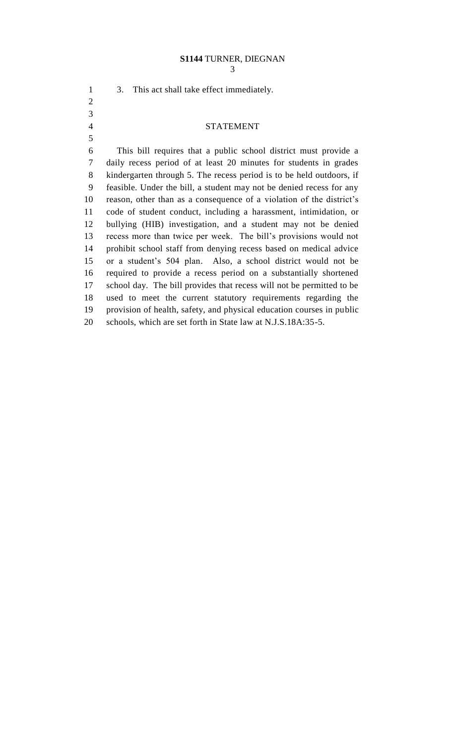3. This act shall take effect immediately.

## STATEMENT

This bill requires that a public school district must provide a daily recess period of at least 20 minutes for students in grades kindergarten through 5. The recess period is to be held outdoors, if feasible. Under the bill, a student may not be denied recess for any reason, other than as a consequence of a violation of the district's code of student conduct, including a harassment, intimidation, or bullying (HIB) investigation, and a student may not be denied recess more than twice per week. The bill's provisions would not prohibit school staff from denying recess based on medical advice or a student's 504 plan. Also, a school district would not be required to provide a recess period on a substantially shortened school day. The bill provides that recess will not be permitted to be used to meet the current statutory requirements regarding the provision of health, safety, and physical education courses in public schools, which are set forth in State law at N.J.S.18A:35-5.